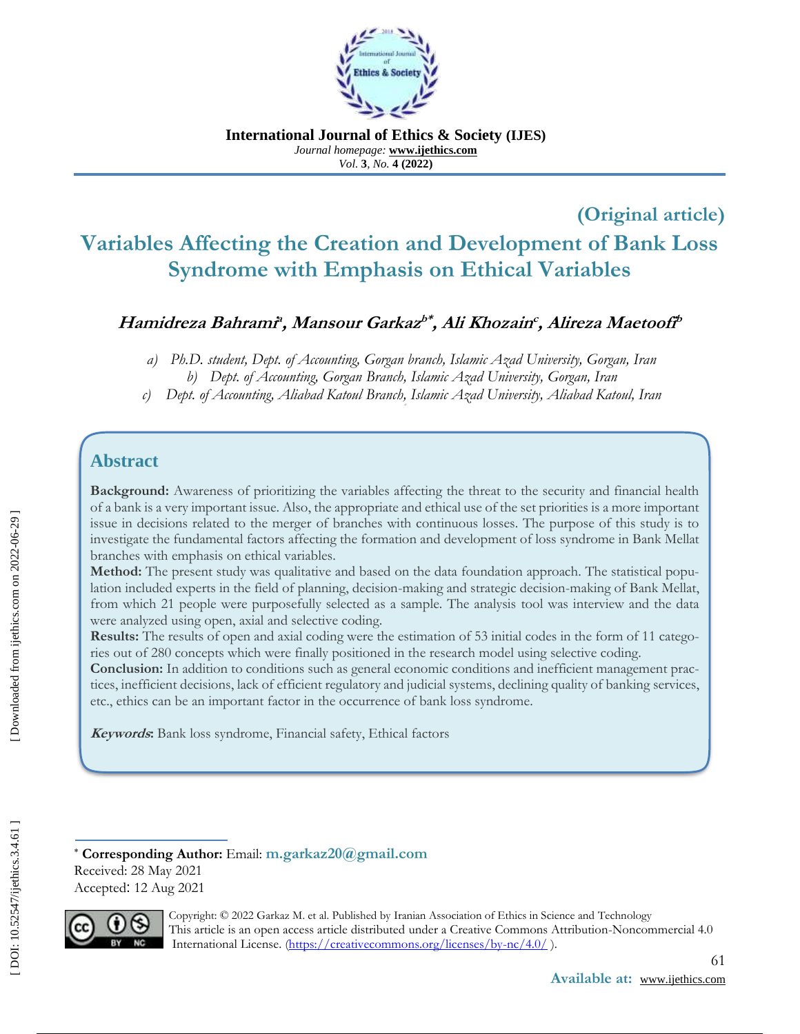**International Journal of Ethics & Society (IJES)**
*Journal homepage:* **www.ijethics.com**
*Vol.* **3**, *No.* **4 (2022)**

**(Original article)**

# Variables Affecting the Creation and Development of Bank Loss Syndrome with Emphasis on Ethical Variables

***Hamidreza Bahrami[a], Mansour Garkaz[b*], Ali Khozain[c], Alireza Maetoofi[b]***

*a) Ph.D. student, Dept. of Accounting, Gorgan branch, Islamic Azad University, Gorgan, Iran*
*b) Dept. of Accounting, Gorgan Branch, Islamic Azad University, Gorgan, Iran*
*c) Dept. of Accounting, Aliabad Katoul Branch, Islamic Azad University, Aliabad Katoul, Iran*

## Abstract

**Background:** Awareness of prioritizing the variables affecting the threat to the security and financial health of a bank is a very important issue. Also, the appropriate and ethical use of the set priorities is a more important issue in decisions related to the merger of branches with continuous losses. The purpose of this study is to investigate the fundamental factors affecting the formation and development of loss syndrome in Bank Mellat branches with emphasis on ethical variables.

**Method:** The present study was qualitative and based on the data foundation approach. The statistical population included experts in the field of planning, decision-making and strategic decision-making of Bank Mellat, from which 21 people were purposefully selected as a sample. The analysis tool was interview and the data were analyzed using open, axial and selective coding.

**Results:** The results of open and axial coding were the estimation of 53 initial codes in the form of 11 categories out of 280 concepts which were finally positioned in the research model using selective coding.

**Conclusion:** In addition to conditions such as general economic conditions and inefficient management practices, inefficient decisions, lack of efficient regulatory and judicial systems, declining quality of banking services, etc., ethics can be an important factor in the occurrence of bank loss syndrome.

***Keywords*:** Bank loss syndrome, Financial safety, Ethical factors

---

\* **Corresponding Author:** Email: **m.garkaz20@gmail.com**
Received: 28 May 2021
Accepted: 12 Aug 2021

Copyright: © 2022 Garkaz M. et al. Published by Iranian Association of Ethics in Science and Technology
This article is an open access article distributed under a Creative Commons Attribution-Noncommercial 4.0 International License. (https://creativecommons.org/licenses/by-nc/4.0/ ).

[ Downloaded from ijethics.com on 2022-06-29 ]

[ DOI: 10.52547/ijethics.3.4.61 ]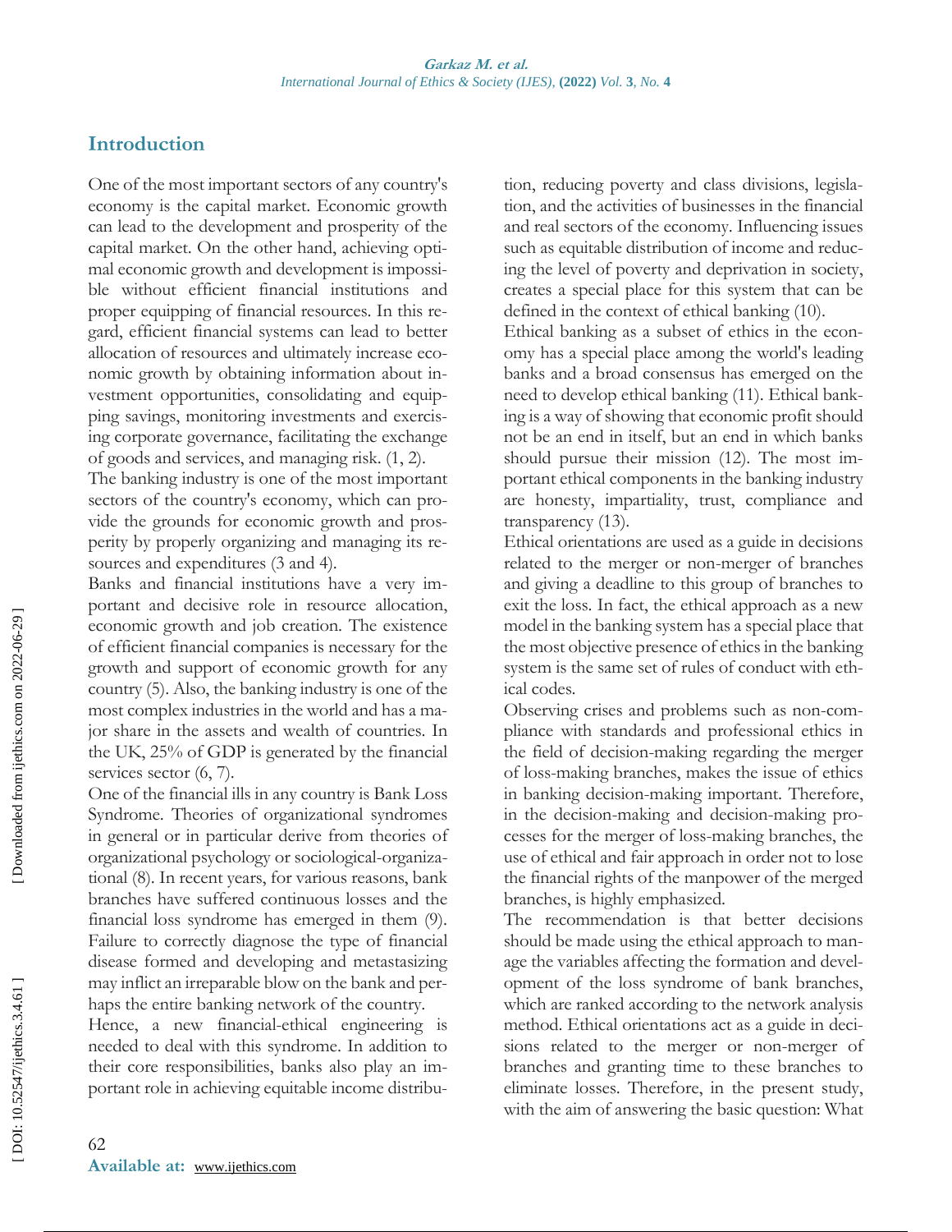## Introduction

One of the most important sectors of any country's economy is the capital market. Economic growth can lead to the development and prosperity of the capital market. On the other hand, achieving optimal economic growth and development is impossible without efficient financial institutions and proper equipping of financial resources. In this regard, efficient financial systems can lead to better allocation of resources and ultimately increase economic growth by obtaining information about investment opportunities, consolidating and equipping savings, monitoring investments and exercising corporate governance, facilitating the exchange of goods and services, and managing risk. (1, 2).

The banking industry is one of the most important sectors of the country's economy, which can provide the grounds for economic growth and prosperity by properly organizing and managing its resources and expenditures (3 and 4).

Banks and financial institutions have a very important and decisive role in resource allocation, economic growth and job creation. The existence of efficient financial companies is necessary for the growth and support of economic growth for any country (5). Also, the banking industry is one of the most complex industries in the world and has a major share in the assets and wealth of countries. In the UK, 25% of GDP is generated by the financial services sector (6, 7).

One of the financial ills in any country is Bank Loss Syndrome. Theories of organizational syndromes in general or in particular derive from theories of organizational psychology or sociological-organizational (8). In recent years, for various reasons, bank branches have suffered continuous losses and the financial loss syndrome has emerged in them (9). Failure to correctly diagnose the type of financial disease formed and developing and metastasizing may inflict an irreparable blow on the bank and perhaps the entire banking network of the country.

Hence, a new financial-ethical engineering is needed to deal with this syndrome. In addition to their core responsibilities, banks also play an important role in achieving equitable income distribution, reducing poverty and class divisions, legislation, and the activities of businesses in the financial and real sectors of the economy. Influencing issues such as equitable distribution of income and reducing the level of poverty and deprivation in society, creates a special place for this system that can be defined in the context of ethical banking (10).

Ethical banking as a subset of ethics in the economy has a special place among the world's leading banks and a broad consensus has emerged on the need to develop ethical banking (11). Ethical banking is a way of showing that economic profit should not be an end in itself, but an end in which banks should pursue their mission (12). The most important ethical components in the banking industry are honesty, impartiality, trust, compliance and transparency (13).

Ethical orientations are used as a guide in decisions related to the merger or non-merger of branches and giving a deadline to this group of branches to exit the loss. In fact, the ethical approach as a new model in the banking system has a special place that the most objective presence of ethics in the banking system is the same set of rules of conduct with ethical codes.

Observing crises and problems such as non-compliance with standards and professional ethics in the field of decision-making regarding the merger of loss-making branches, makes the issue of ethics in banking decision-making important. Therefore, in the decision-making and decision-making processes for the merger of loss-making branches, the use of ethical and fair approach in order not to lose the financial rights of the manpower of the merged branches, is highly emphasized.

The recommendation is that better decisions should be made using the ethical approach to manage the variables affecting the formation and development of the loss syndrome of bank branches, which are ranked according to the network analysis method. Ethical orientations act as a guide in decisions related to the merger or non-merger of branches and granting time to these branches to eliminate losses. Therefore, in the present study, with the aim of answering the basic question: What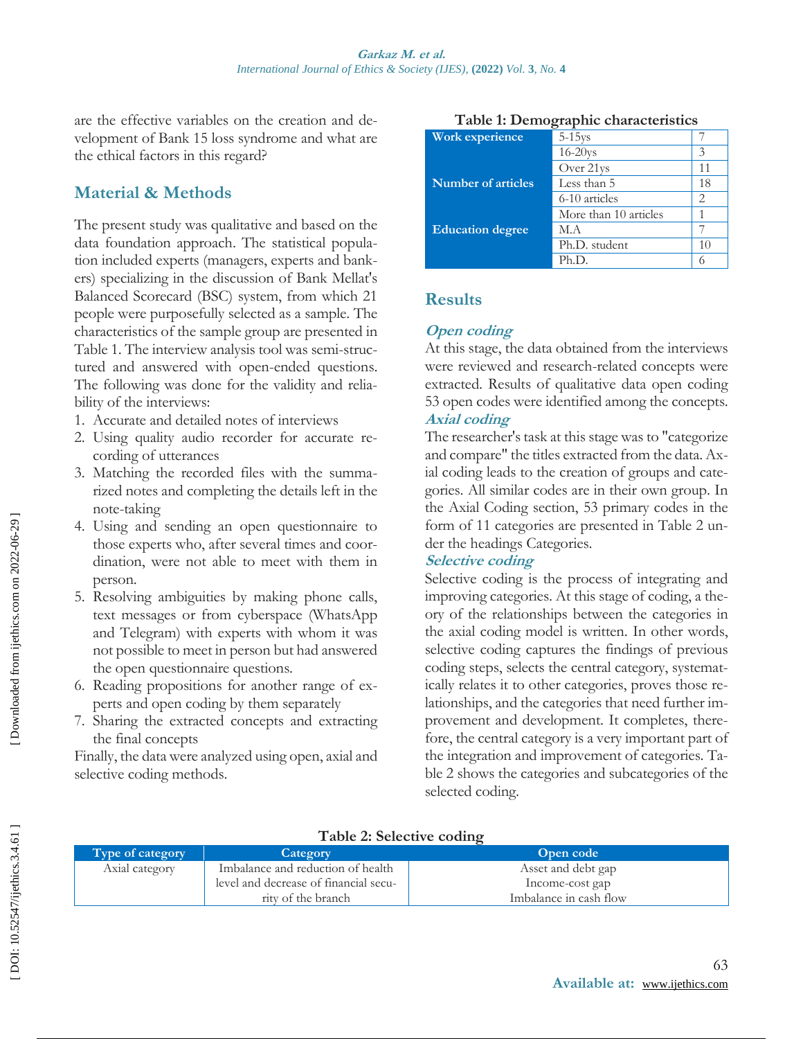are the effective variables on the creation and development of Bank 15 loss syndrome and what are the ethical factors in this regard?

## Material & Methods

The present study was qualitative and based on the data foundation approach. The statistical population included experts (managers, experts and bankers) specializing in the discussion of Bank Mellat's Balanced Scorecard (BSC) system, from which 21 people were purposefully selected as a sample. The characteristics of the sample group are presented in Table 1. The interview analysis tool was semi-structured and answered with open-ended questions. The following was done for the validity and reliability of the interviews:

1. Accurate and detailed notes of interviews
2. Using quality audio recorder for accurate recording of utterances
3. Matching the recorded files with the summarized notes and completing the details left in the note-taking
4. Using and sending an open questionnaire to those experts who, after several times and coordination, were not able to meet with them in person.
5. Resolving ambiguities by making phone calls, text messages or from cyberspace (WhatsApp and Telegram) with experts with whom it was not possible to meet in person but had answered the open questionnaire questions.
6. Reading propositions for another range of experts and open coding by them separately
7. Sharing the extracted concepts and extracting the final concepts

Finally, the data were analyzed using open, axial and selective coding methods.

**Table 1: Demographic characteristics**

| | | |
|---|---|---|
| **Work experience** | 5-15ys | 7 |
| | 16-20ys | 3 |
| | Over 21ys | 11 |
| **Number of articles** | Less than 5 | 18 |
| | 6-10 articles | 2 |
| | More than 10 articles | 1 |
| **Education degree** | M.A | 7 |
| | Ph.D. student | 10 |
| | Ph.D. | 6 |

## Results

### *Open coding*

At this stage, the data obtained from the interviews were reviewed and research-related concepts were extracted. Results of qualitative data open coding 53 open codes were identified among the concepts.

### *Axial coding*

The researcher's task at this stage was to "categorize and compare" the titles extracted from the data. Axial coding leads to the creation of groups and categories. All similar codes are in their own group. In the Axial Coding section, 53 primary codes in the form of 11 categories are presented in Table 2 under the headings Categories.

### *Selective coding*

Selective coding is the process of integrating and improving categories. At this stage of coding, a theory of the relationships between the categories in the axial coding model is written. In other words, selective coding captures the findings of previous coding steps, selects the central category, systematically relates it to other categories, proves those relationships, and the categories that need further improvement and development. It completes, therefore, the central category is a very important part of the integration and improvement of categories. Table 2 shows the categories and subcategories of the selected coding.

**Table 2: Selective coding**

| Type of category | Category | Open code |
|---|---|---|
| Axial category | Imbalance and reduction of health level and decrease of financial security of the branch | Asset and debt gap<br>Income-cost gap<br>Imbalance in cash flow |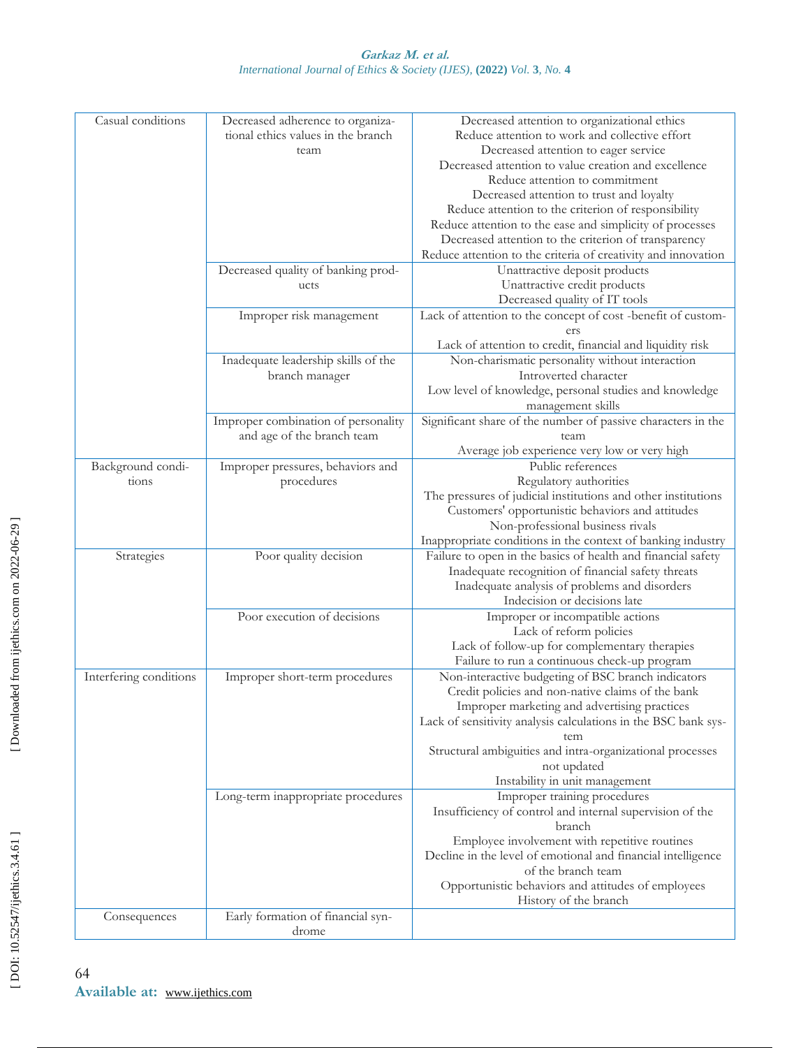| Casual conditions | Decreased adherence to organizational ethics values in the branch team | Decreased attention to organizational ethics<br>Reduce attention to work and collective effort<br>Decreased attention to eager service<br>Decreased attention to value creation and excellence<br>Reduce attention to commitment<br>Decreased attention to trust and loyalty<br>Reduce attention to the criterion of responsibility<br>Reduce attention to the ease and simplicity of processes<br>Decreased attention to the criterion of transparency<br>Reduce attention to the criteria of creativity and innovation |
|---|---|---|
| | Decreased quality of banking products | Unattractive deposit products<br>Unattractive credit products<br>Decreased quality of IT tools |
| | Improper risk management | Lack of attention to the concept of cost -benefit of customers<br>Lack of attention to credit, financial and liquidity risk |
| | Inadequate leadership skills of the branch manager | Non-charismatic personality without interaction<br>Introverted character<br>Low level of knowledge, personal studies and knowledge management skills |
| | Improper combination of personality and age of the branch team | Significant share of the number of passive characters in the team<br>Average job experience very low or very high |
| Background conditions | Improper pressures, behaviors and procedures | Public references<br>Regulatory authorities<br>The pressures of judicial institutions and other institutions<br>Customers' opportunistic behaviors and attitudes<br>Non-professional business rivals<br>Inappropriate conditions in the context of banking industry |
| Strategies | Poor quality decision | Failure to open in the basics of health and financial safety<br>Inadequate recognition of financial safety threats<br>Inadequate analysis of problems and disorders<br>Indecision or decisions late |
| | Poor execution of decisions | Improper or incompatible actions<br>Lack of reform policies<br>Lack of follow-up for complementary therapies<br>Failure to run a continuous check-up program |
| Interfering conditions | Improper short-term procedures | Non-interactive budgeting of BSC branch indicators<br>Credit policies and non-native claims of the bank<br>Improper marketing and advertising practices<br>Lack of sensitivity analysis calculations in the BSC bank system<br>Structural ambiguities and intra-organizational processes not updated<br>Instability in unit management |
| | Long-term inappropriate procedures | Improper training procedures<br>Insufficiency of control and internal supervision of the branch<br>Employee involvement with repetitive routines<br>Decline in the level of emotional and financial intelligence of the branch team<br>Opportunistic behaviors and attitudes of employees<br>History of the branch |
| Consequences | Early formation of financial syndrome | |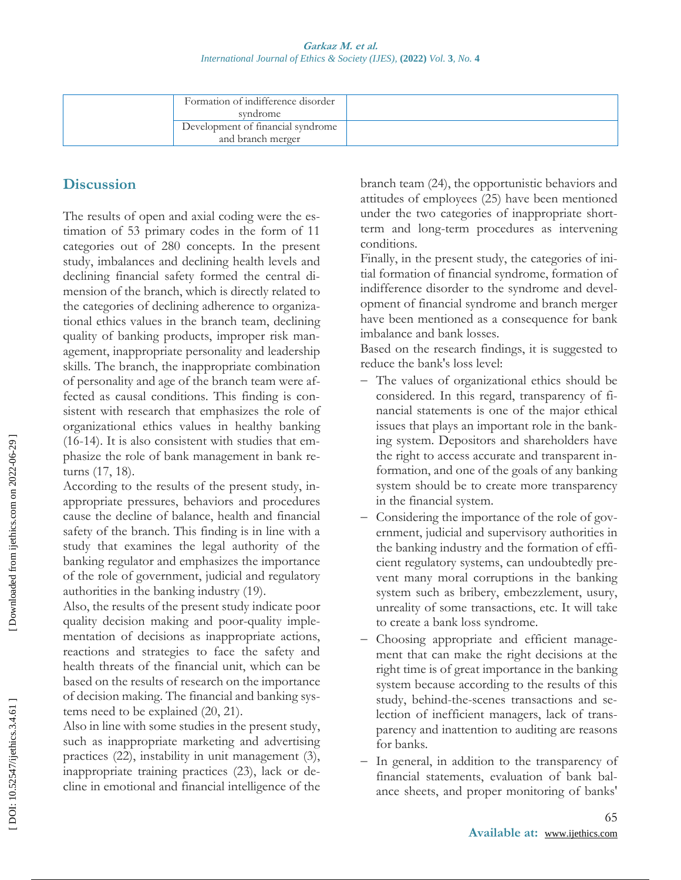| | Formation of indifference disorder syndrome | |
|---|---|---|
| | Development of financial syndrome and branch merger | |

## Discussion

The results of open and axial coding were the estimation of 53 primary codes in the form of 11 categories out of 280 concepts. In the present study, imbalances and declining health levels and declining financial safety formed the central dimension of the branch, which is directly related to the categories of declining adherence to organizational ethics values in the branch team, declining quality of banking products, improper risk management, inappropriate personality and leadership skills. The branch, the inappropriate combination of personality and age of the branch team were affected as causal conditions. This finding is consistent with research that emphasizes the role of organizational ethics values in healthy banking (16-14). It is also consistent with studies that emphasize the role of bank management in bank returns (17, 18).

According to the results of the present study, inappropriate pressures, behaviors and procedures cause the decline of balance, health and financial safety of the branch. This finding is in line with a study that examines the legal authority of the banking regulator and emphasizes the importance of the role of government, judicial and regulatory authorities in the banking industry (19).

Also, the results of the present study indicate poor quality decision making and poor-quality implementation of decisions as inappropriate actions, reactions and strategies to face the safety and health threats of the financial unit, which can be based on the results of research on the importance of decision making. The financial and banking systems need to be explained (20, 21).

Also in line with some studies in the present study, such as inappropriate marketing and advertising practices (22), instability in unit management (3), inappropriate training practices (23), lack or decline in emotional and financial intelligence of the branch team (24), the opportunistic behaviors and attitudes of employees (25) have been mentioned under the two categories of inappropriate short-term and long-term procedures as intervening conditions.

Finally, in the present study, the categories of initial formation of financial syndrome, formation of indifference disorder to the syndrome and development of financial syndrome and branch merger have been mentioned as a consequence for bank imbalance and bank losses.

Based on the research findings, it is suggested to reduce the bank's loss level:

- The values of organizational ethics should be considered. In this regard, transparency of financial statements is one of the major ethical issues that plays an important role in the banking system. Depositors and shareholders have the right to access accurate and transparent information, and one of the goals of any banking system should be to create more transparency in the financial system.
- Considering the importance of the role of government, judicial and supervisory authorities in the banking industry and the formation of efficient regulatory systems, can undoubtedly prevent many moral corruptions in the banking system such as bribery, embezzlement, usury, unreality of some transactions, etc. It will take to create a bank loss syndrome.
- Choosing appropriate and efficient management that can make the right decisions at the right time is of great importance in the banking system because according to the results of this study, behind-the-scenes transactions and selection of inefficient managers, lack of transparency and inattention to auditing are reasons for banks.
- In general, in addition to the transparency of financial statements, evaluation of bank balance sheets, and proper monitoring of banks'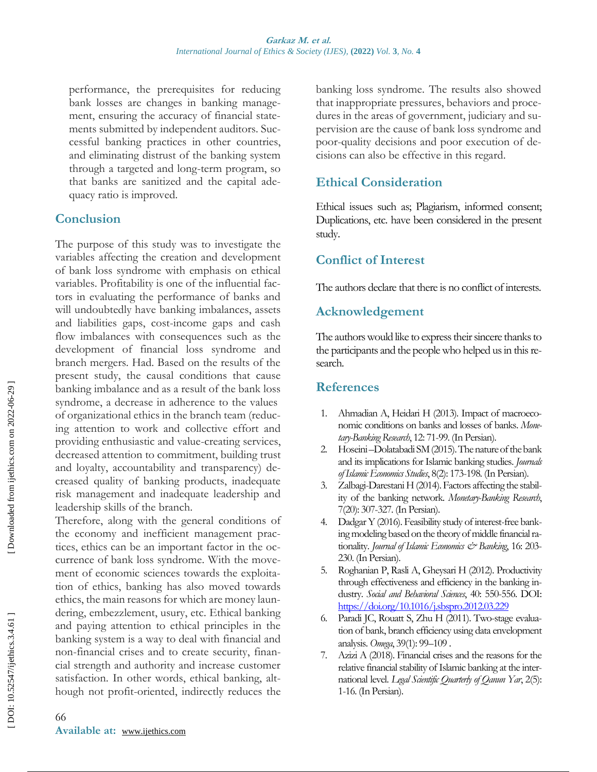performance, the prerequisites for reducing bank losses are changes in banking management, ensuring the accuracy of financial statements submitted by independent auditors. Successful banking practices in other countries, and eliminating distrust of the banking system through a targeted and long-term program, so that banks are sanitized and the capital adequacy ratio is improved.

## Conclusion

The purpose of this study was to investigate the variables affecting the creation and development of bank loss syndrome with emphasis on ethical variables. Profitability is one of the influential factors in evaluating the performance of banks and will undoubtedly have banking imbalances, assets and liabilities gaps, cost-income gaps and cash flow imbalances with consequences such as the development of financial loss syndrome and branch mergers. Had. Based on the results of the present study, the causal conditions that cause banking imbalance and as a result of the bank loss syndrome, a decrease in adherence to the values of organizational ethics in the branch team (reducing attention to work and collective effort and providing enthusiastic and value-creating services, decreased attention to commitment, building trust and loyalty, accountability and transparency) decreased quality of banking products, inadequate risk management and inadequate leadership and leadership skills of the branch.

Therefore, along with the general conditions of the economy and inefficient management practices, ethics can be an important factor in the occurrence of bank loss syndrome. With the movement of economic sciences towards the exploitation of ethics, banking has also moved towards ethics, the main reasons for which are money laundering, embezzlement, usury, etc. Ethical banking and paying attention to ethical principles in the banking system is a way to deal with financial and non-financial crises and to create security, financial strength and authority and increase customer satisfaction. In other words, ethical banking, although not profit-oriented, indirectly reduces the banking loss syndrome. The results also showed that inappropriate pressures, behaviors and procedures in the areas of government, judiciary and supervision are the cause of bank loss syndrome and poor-quality decisions and poor execution of decisions can also be effective in this regard.

## Ethical Consideration

Ethical issues such as; Plagiarism, informed consent; Duplications, etc. have been considered in the present study.

## Conflict of Interest

The authors declare that there is no conflict of interests.

## Acknowledgement

The authors would like to express their sincere thanks to the participants and the people who helped us in this research.

## References

1. Ahmadian A, Heidari H (2013). Impact of macroeconomic conditions on banks and losses of banks. *Monetary-Banking Research*, 12: 71-99. (In Persian).
2. Hoseini –Dolatabadi SM (2015). The nature of the bank and its implications for Islamic banking studies. *Journals of Islamic Economics Studies*, 8(2): 173-198. (In Persian).
3. Zalbagi-Darestani H (2014). Factors affecting the stability of the banking network. *Monetary-Banking Research*, 7(20): 307-327. (In Persian).
4. Dadgar Y (2016). Feasibility study of interest-free banking modeling based on the theory of middle financial rationality. *Journal of Islamic Economics & Banking*, 16: 203-230. (In Persian).
5. Roghanian P, Rasli A, Gheysari H (2012). Productivity through effectiveness and efficiency in the banking industry. *Social and Behavioral Sciences*, 40: 550-556. DOI: https://doi.org/10.1016/j.sbspro.2012.03.229
6. Paradi JC, Rouatt S, Zhu H (2011). Two-stage evaluation of bank, branch efficiency using data envelopment analysis. *Omega*, 39(1): 99–109 .
7. Azizi A (2018). Financial crises and the reasons for the relative financial stability of Islamic banking at the international level. *Legal Scientific Quarterly of Qanun Yar*, 2(5): 1-16. (In Persian).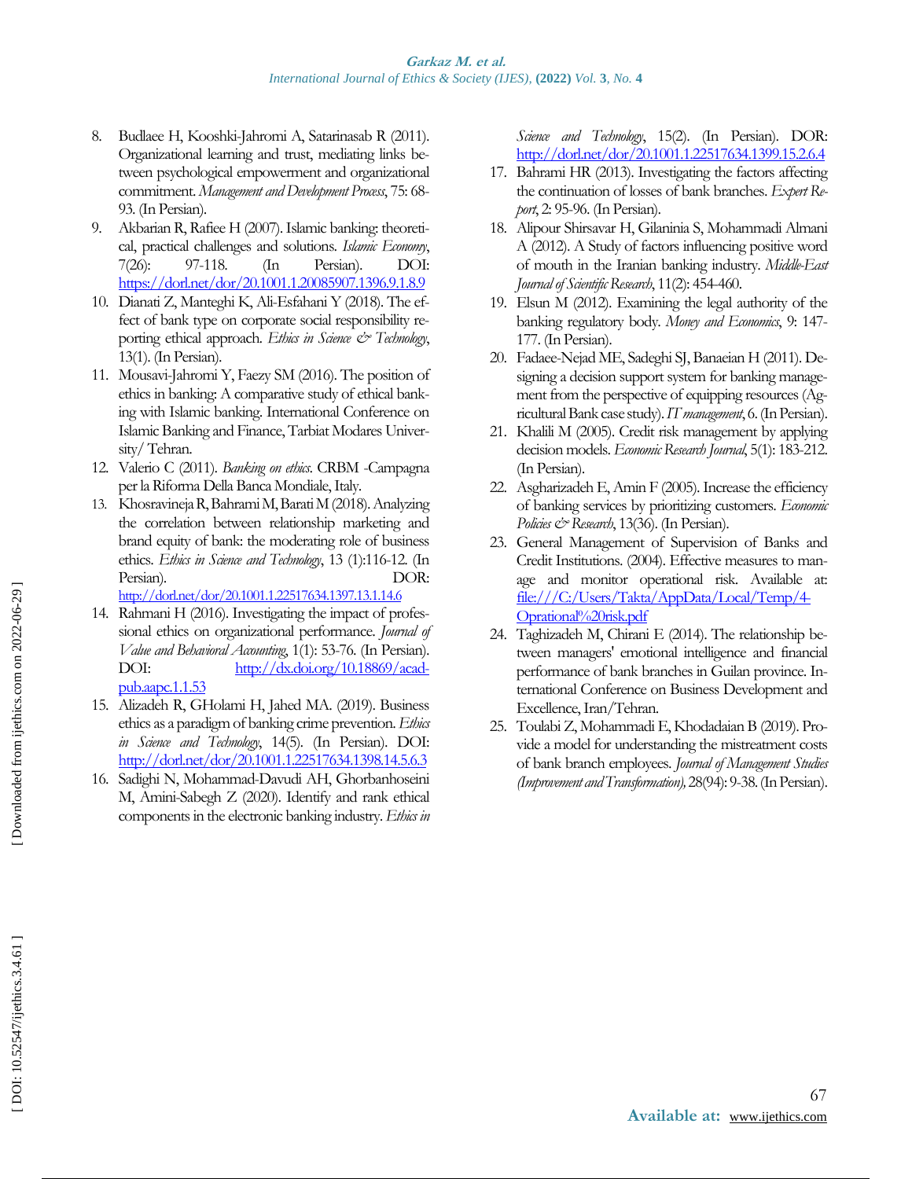8. Budlaee H, Kooshki-Jahromi A, Satarinasab R (2011). Organizational learning and trust, mediating links between psychological empowerment and organizational commitment. *Management and Development Process*, 75: 68-93. (In Persian).
9. Akbarian R, Rafiee H (2007). Islamic banking: theoretical, practical challenges and solutions. *Islamic Economy*, 7(26): 97-118. (In Persian). DOI: https://dorl.net/dor/20.1001.1.20085907.1396.9.1.8.9
10. Dianati Z, Manteghi K, Ali-Esfahani Y (2018). The effect of bank type on corporate social responsibility reporting ethical approach. *Ethics in Science & Technology*, 13(1). (In Persian).
11. Mousavi-Jahromi Y, Faezy SM (2016). The position of ethics in banking: A comparative study of ethical banking with Islamic banking. International Conference on Islamic Banking and Finance, Tarbiat Modares University/ Tehran.
12. Valerio C (2011). *Banking on ethics*. CRBM -Campagna per la Riforma Della Banca Mondiale, Italy.
13. Khosravineja R, Bahrami M, Barati M (2018). Analyzing the correlation between relationship marketing and brand equity of bank: the moderating role of business ethics. *Ethics in Science and Technology*, 13 (1):116-12. (In Persian). DOR: http://dorl.net/dor/20.1001.1.22517634.1397.13.1.14.6
14. Rahmani H (2016). Investigating the impact of professional ethics on organizational performance. *Journal of Value and Behavioral Accounting*, 1(1): 53-76. (In Persian). DOI: http://dx.doi.org/10.18869/acadpub.aapc.1.1.53
15. Alizadeh R, GHolami H, Jahed MA. (2019). Business ethics as a paradigm of banking crime prevention. *Ethics in Science and Technology*, 14(5). (In Persian). DOI: http://dorl.net/dor/20.1001.1.22517634.1398.14.5.6.3
16. Sadighi N, Mohammad-Davudi AH, Ghorbanhoseini M, Amini-Sabegh Z (2020). Identify and rank ethical components in the electronic banking industry. *Ethics in Science and Technology*, 15(2). (In Persian). DOR: http://dorl.net/dor/20.1001.1.22517634.1399.15.2.6.4
17. Bahrami HR (2013). Investigating the factors affecting the continuation of losses of bank branches. *Expert Report*, 2: 95-96. (In Persian).
18. Alipour Shirsavar H, Gilaninia S, Mohammadi Almani A (2012). A Study of factors influencing positive word of mouth in the Iranian banking industry. *Middle-East Journal of Scientific Research*, 11(2): 454-460.
19. Elsun M (2012). Examining the legal authority of the banking regulatory body. *Money and Economics*, 9: 147-177. (In Persian).
20. Fadaee-Nejad ME, Sadeghi SJ, Banaeian H (2011). Designing a decision support system for banking management from the perspective of equipping resources (Agricultural Bank case study). *IT management*, 6. (In Persian).
21. Khalili M (2005). Credit risk management by applying decision models. *Economic Research Journal*, 5(1): 183-212. (In Persian).
22. Asgharizadeh E, Amin F (2005). Increase the efficiency of banking services by prioritizing customers. *Economic Policies & Research*, 13(36). (In Persian).
23. General Management of Supervision of Banks and Credit Institutions. (2004). Effective measures to manage and monitor operational risk. Available at: file:///C:/Users/Takta/AppData/Local/Temp/4-Oprational%20risk.pdf
24. Taghizadeh M, Chirani E (2014). The relationship between managers' emotional intelligence and financial performance of bank branches in Guilan province. International Conference on Business Development and Excellence, Iran/Tehran.
25. Toulabi Z, Mohammadi E, Khodadaian B (2019). Provide a model for understanding the mistreatment costs of bank branch employees. *Journal of Management Studies (Improvement and Transformation)*, 28(94): 9-38. (In Persian).